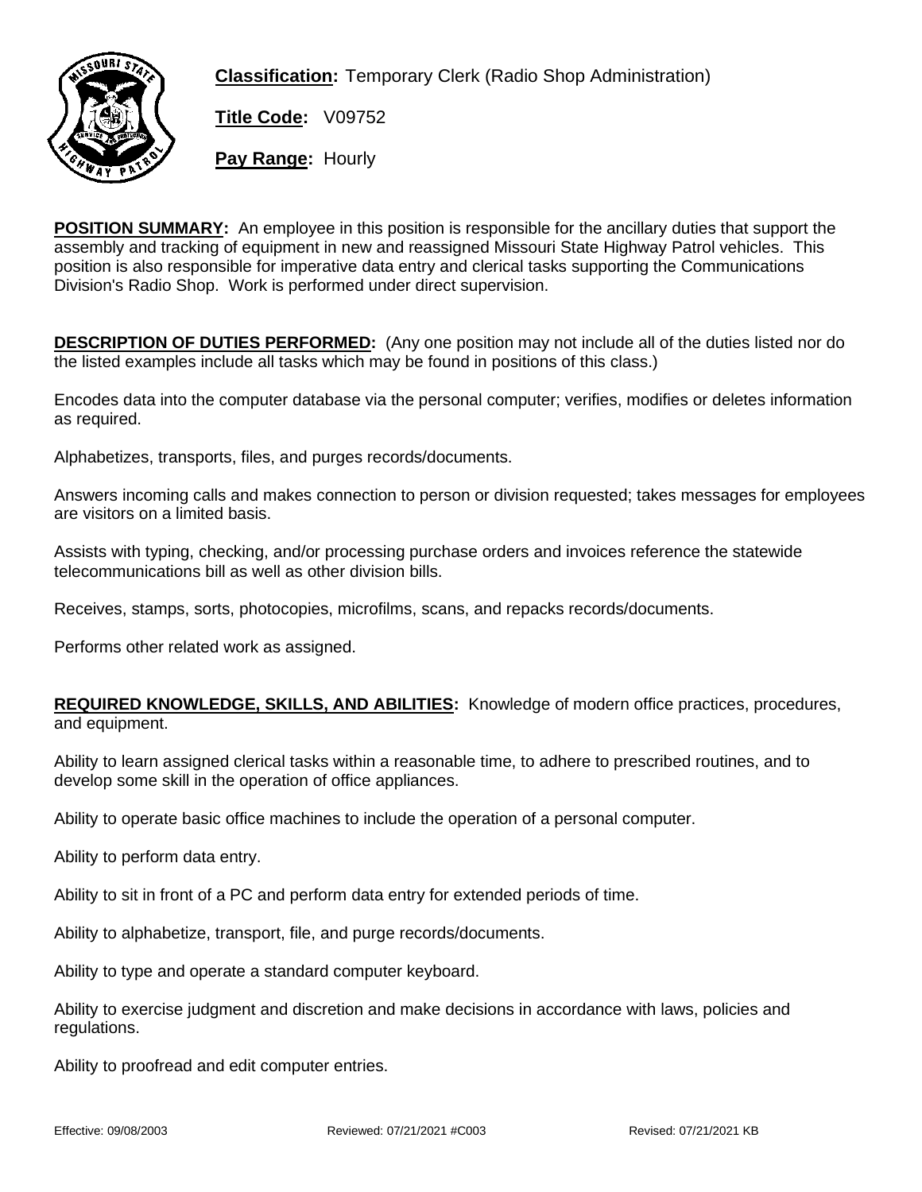**Classification:** Temporary Clerk (Radio Shop Administration)

**Title Code:** V09752

**Pay Range:** Hourly

**POSITION SUMMARY:** An employee in this position is responsible for the ancillary duties that support the assembly and tracking of equipment in new and reassigned Missouri State Highway Patrol vehicles. This position is also responsible for imperative data entry and clerical tasks supporting the Communications Division's Radio Shop. Work is performed under direct supervision.

**DESCRIPTION OF DUTIES PERFORMED:** (Any one position may not include all of the duties listed nor do the listed examples include all tasks which may be found in positions of this class.)

Encodes data into the computer database via the personal computer; verifies, modifies or deletes information as required.

Alphabetizes, transports, files, and purges records/documents.

Answers incoming calls and makes connection to person or division requested; takes messages for employees are visitors on a limited basis.

Assists with typing, checking, and/or processing purchase orders and invoices reference the statewide telecommunications bill as well as other division bills.

Receives, stamps, sorts, photocopies, microfilms, scans, and repacks records/documents.

Performs other related work as assigned.

**REQUIRED KNOWLEDGE, SKILLS, AND ABILITIES:** Knowledge of modern office practices, procedures, and equipment.

Ability to learn assigned clerical tasks within a reasonable time, to adhere to prescribed routines, and to develop some skill in the operation of office appliances.

Ability to operate basic office machines to include the operation of a personal computer.

Ability to perform data entry.

Ability to sit in front of a PC and perform data entry for extended periods of time.

Ability to alphabetize, transport, file, and purge records/documents.

Ability to type and operate a standard computer keyboard.

Ability to exercise judgment and discretion and make decisions in accordance with laws, policies and regulations.

Ability to proofread and edit computer entries.

Effective: 09/08/2003 Reviewed: 07/21/2021 #C003 Revised: 07/21/2021 KB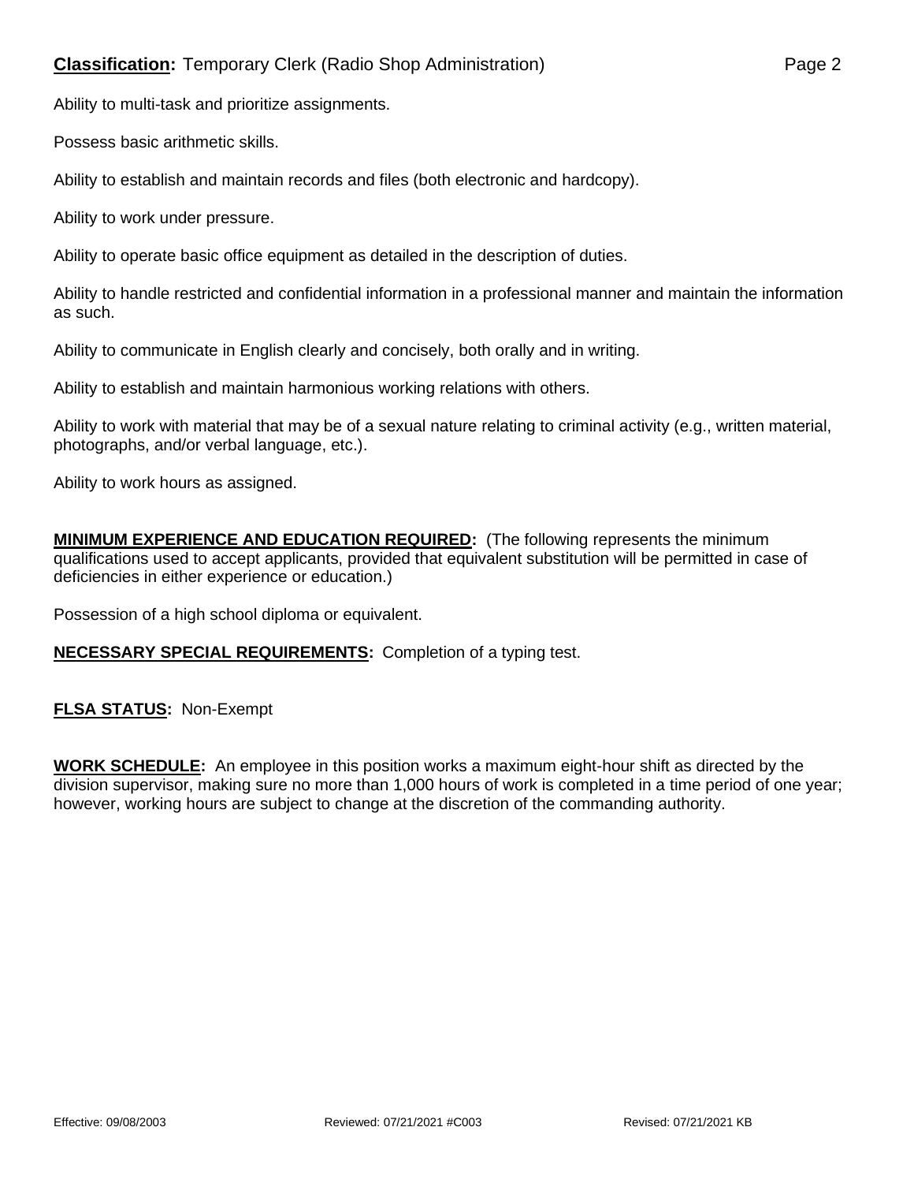Ability to multi-task and prioritize assignments.

Possess basic arithmetic skills.

Ability to establish and maintain records and files (both electronic and hardcopy).

Ability to work under pressure.

Ability to operate basic office equipment as detailed in the description of duties.

Ability to handle restricted and confidential information in a professional manner and maintain the information as such.

Ability to communicate in English clearly and concisely, both orally and in writing.

Ability to establish and maintain harmonious working relations with others.

Ability to work with material that may be of a sexual nature relating to criminal activity (e.g., written material, photographs, and/or verbal language, etc.).

Ability to work hours as assigned.

**MINIMUM EXPERIENCE AND EDUCATION REQUIRED:** (The following represents the minimum qualifications used to accept applicants, provided that equivalent substitution will be permitted in case of deficiencies in either experience or education.)

Possession of a high school diploma or equivalent.

**NECESSARY SPECIAL REQUIREMENTS:** Completion of a typing test.

**FLSA STATUS:** Non-Exempt

**WORK SCHEDULE:** An employee in this position works a maximum eight-hour shift as directed by the division supervisor, making sure no more than 1,000 hours of work is completed in a time period of one year; however, working hours are subject to change at the discretion of the commanding authority.

Effective: 09/08/2003 Reviewed: 07/21/2021 #C003 Revised: 07/21/2021 KB